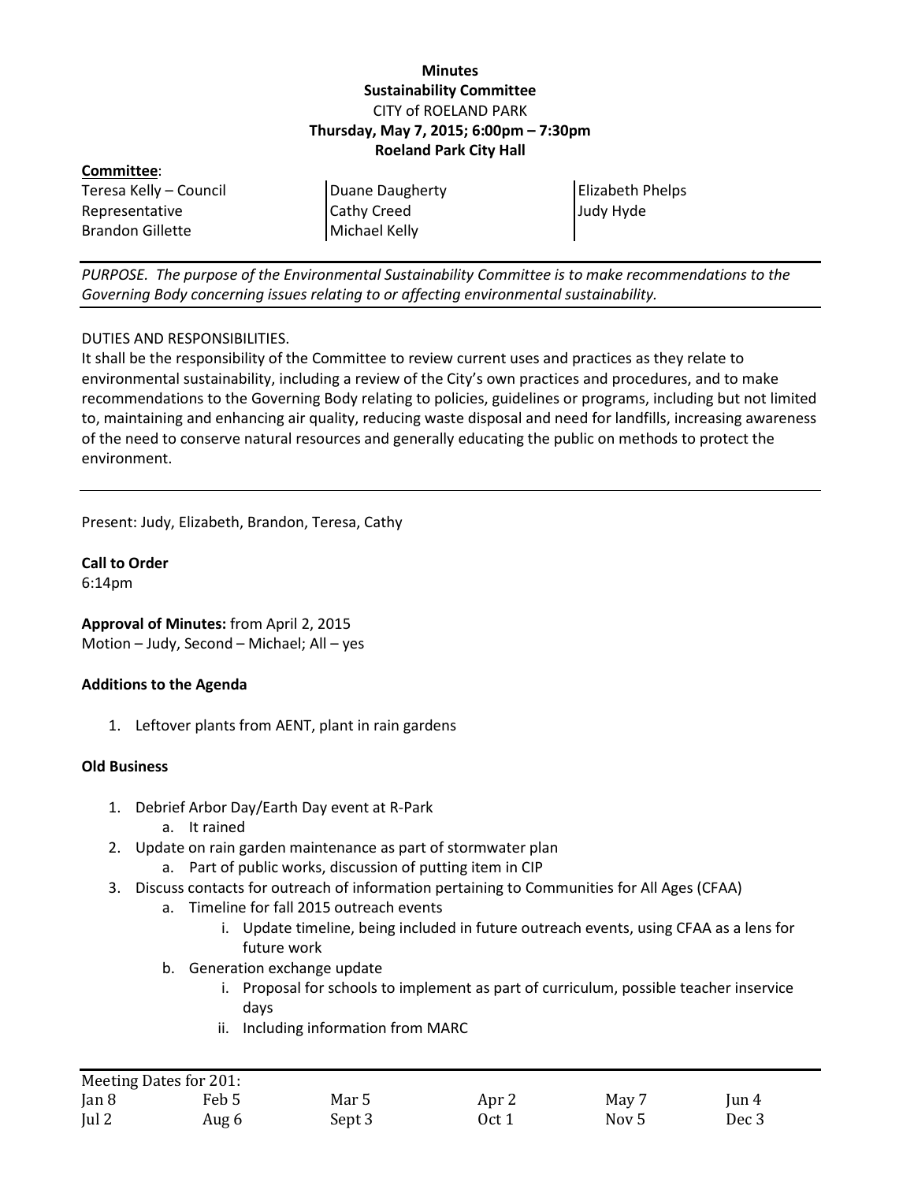**Minutes**
**Sustainability Committee**
CITY of ROELAND PARK
**Thursday, May 7, 2015; 6:00pm – 7:30pm**
**Roeland Park City Hall**

**Committee**:

| | | |
|---|---|---|
| Teresa Kelly – Council Representative | Duane Daugherty | Elizabeth Phelps |
| Brandon Gillette | Cathy Creed | Judy Hyde |
| | Michael Kelly | |

---

*PURPOSE. The purpose of the Environmental Sustainability Committee is to make recommendations to the Governing Body concerning issues relating to or affecting environmental sustainability.*

---

DUTIES AND RESPONSIBILITIES.
It shall be the responsibility of the Committee to review current uses and practices as they relate to environmental sustainability, including a review of the City's own practices and procedures, and to make recommendations to the Governing Body relating to policies, guidelines or programs, including but not limited to, maintaining and enhancing air quality, reducing waste disposal and need for landfills, increasing awareness of the need to conserve natural resources and generally educating the public on methods to protect the environment.

---

Present: Judy, Elizabeth, Brandon, Teresa, Cathy

**Call to Order**
6:14pm

**Approval of Minutes:** from April 2, 2015
Motion – Judy, Second – Michael; All – yes

**Additions to the Agenda**

1. Leftover plants from AENT, plant in rain gardens

**Old Business**

1. Debrief Arbor Day/Earth Day event at R-Park
   a. It rained
2. Update on rain garden maintenance as part of stormwater plan
   a. Part of public works, discussion of putting item in CIP
3. Discuss contacts for outreach of information pertaining to Communities for All Ages (CFAA)
   a. Timeline for fall 2015 outreach events
      i. Update timeline, being included in future outreach events, using CFAA as a lens for future work
   b. Generation exchange update
      i. Proposal for schools to implement as part of curriculum, possible teacher inservice days
      ii. Including information from MARC

---

Meeting Dates for 201:

| | | | | | |
|---|---|---|---|---|---|
| Jan 8 | Feb 5 | Mar 5 | Apr 2 | May 7 | Jun 4 |
| Jul 2 | Aug 6 | Sept 3 | Oct 1 | Nov 5 | Dec 3 |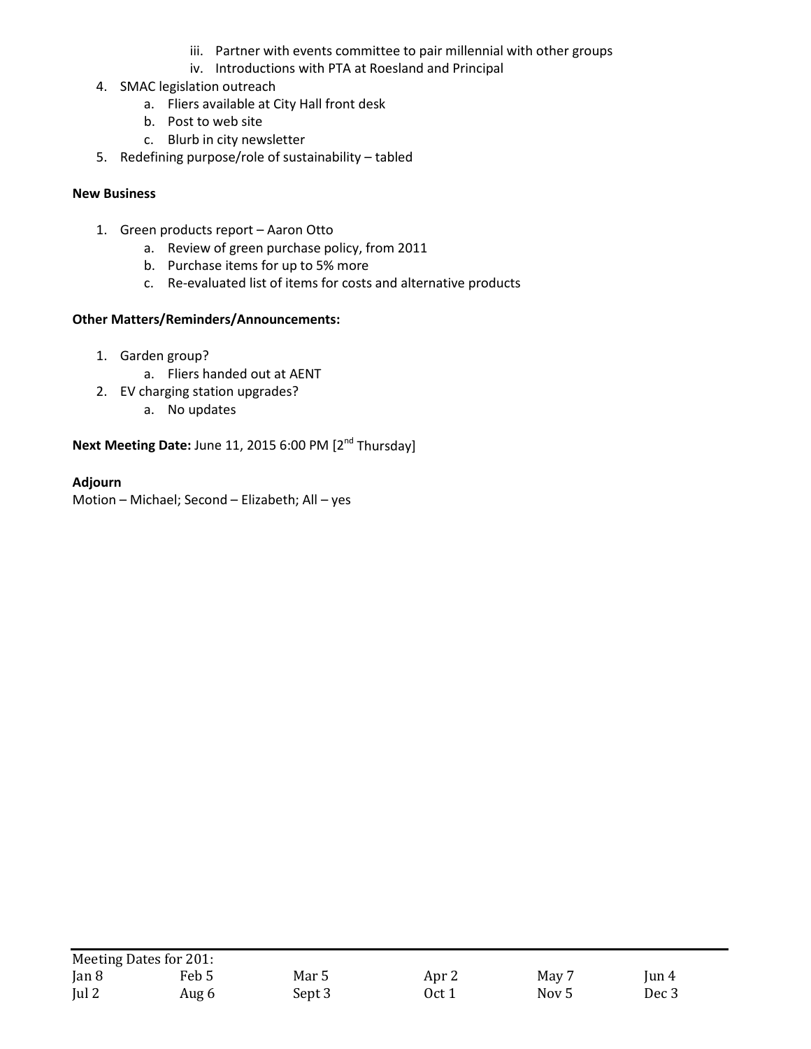iii. Partner with events committee to pair millennial with other groups
   iv. Introductions with PTA at Roesland and Principal

4. SMAC legislation outreach
   a. Fliers available at City Hall front desk
   b. Post to web site
   c. Blurb in city newsletter
5. Redefining purpose/role of sustainability – tabled

**New Business**

1. Green products report – Aaron Otto
   a. Review of green purchase policy, from 2011
   b. Purchase items for up to 5% more
   c. Re-evaluated list of items for costs and alternative products

**Other Matters/Reminders/Announcements:**

1. Garden group?
   a. Fliers handed out at AENT
2. EV charging station upgrades?
   a. No updates

**Next Meeting Date:** June 11, 2015 6:00 PM [2nd Thursday]

**Adjourn**
Motion – Michael; Second – Elizabeth; All – yes

| Meeting Dates for 201: | | | | | |
|---|---|---|---|---|---|
| Jan 8 | Feb 5 | Mar 5 | Apr 2 | May 7 | Jun 4 |
| Jul 2 | Aug 6 | Sept 3 | Oct 1 | Nov 5 | Dec 3 |